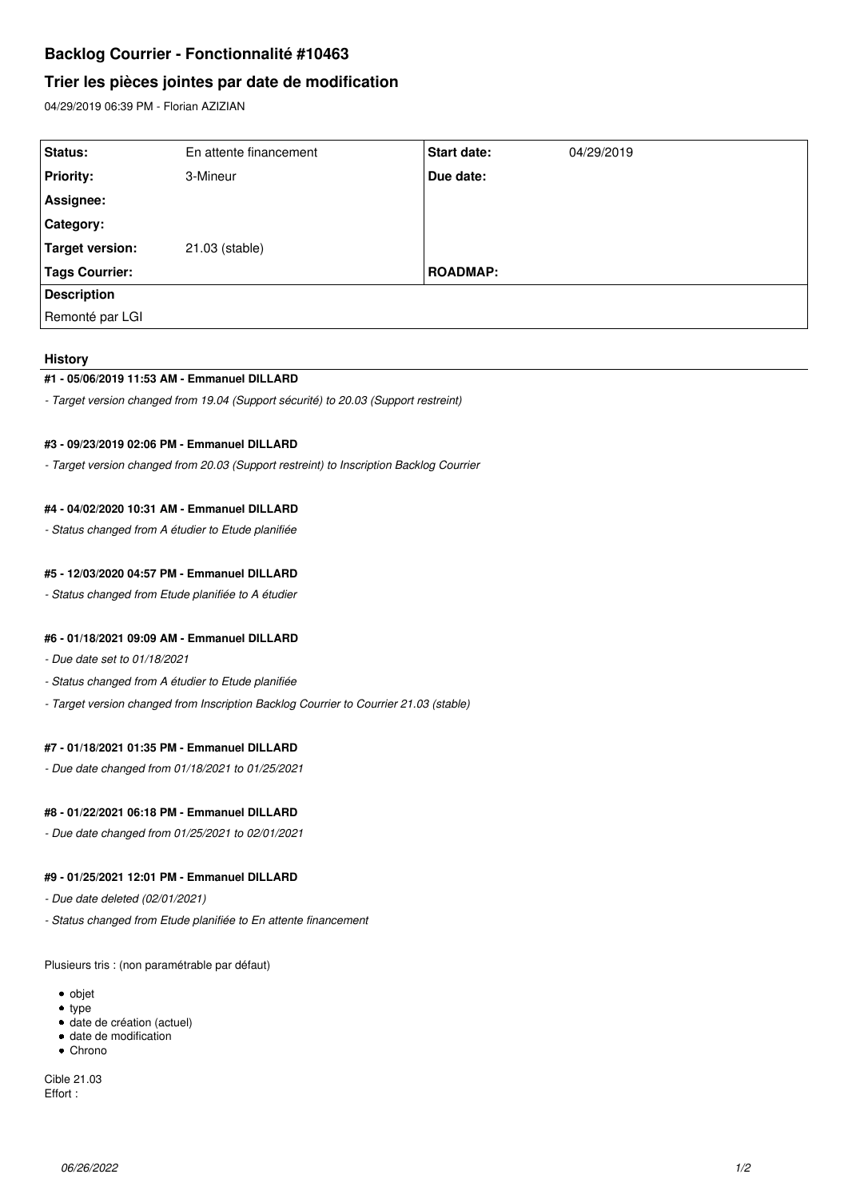# Backlog Courrier - Fonctionnalité #10463

## Trier les pièces jointes par date de modification

04/29/2019 06:39 PM - Florian AZIZIAN

| Status: | En attente financement | Start date: | 04/29/2019 |
|---|---|---|---|
| Priority: | 3-Mineur | Due date: | |
| Assignee: | | | |
| Category: | | | |
| Target version: | 21.03 (stable) | | |
| Tags Courrier: | | ROADMAP: | |

**Description**

Remonté par LGI

### History

#### #1 - 05/06/2019 11:53 AM - Emmanuel DILLARD

*- Target version changed from 19.04 (Support sécurité) to 20.03 (Support restreint)*

#### #3 - 09/23/2019 02:06 PM - Emmanuel DILLARD

*- Target version changed from 20.03 (Support restreint) to Inscription Backlog Courrier*

#### #4 - 04/02/2020 10:31 AM - Emmanuel DILLARD

*- Status changed from A étudier to Etude planifiée*

#### #5 - 12/03/2020 04:57 PM - Emmanuel DILLARD

*- Status changed from Etude planifiée to A étudier*

#### #6 - 01/18/2021 09:09 AM - Emmanuel DILLARD

*- Due date set to 01/18/2021*

*- Status changed from A étudier to Etude planifiée*

*- Target version changed from Inscription Backlog Courrier to Courrier 21.03 (stable)*

#### #7 - 01/18/2021 01:35 PM - Emmanuel DILLARD

*- Due date changed from 01/18/2021 to 01/25/2021*

#### #8 - 01/22/2021 06:18 PM - Emmanuel DILLARD

*- Due date changed from 01/25/2021 to 02/01/2021*

#### #9 - 01/25/2021 12:01 PM - Emmanuel DILLARD

*- Due date deleted (02/01/2021)*

*- Status changed from Etude planifiée to En attente financement*

Plusieurs tris : (non paramétrable par défaut)

- objet
- type
- date de création (actuel)
- date de modification
- Chrono

Cible 21.03
Effort :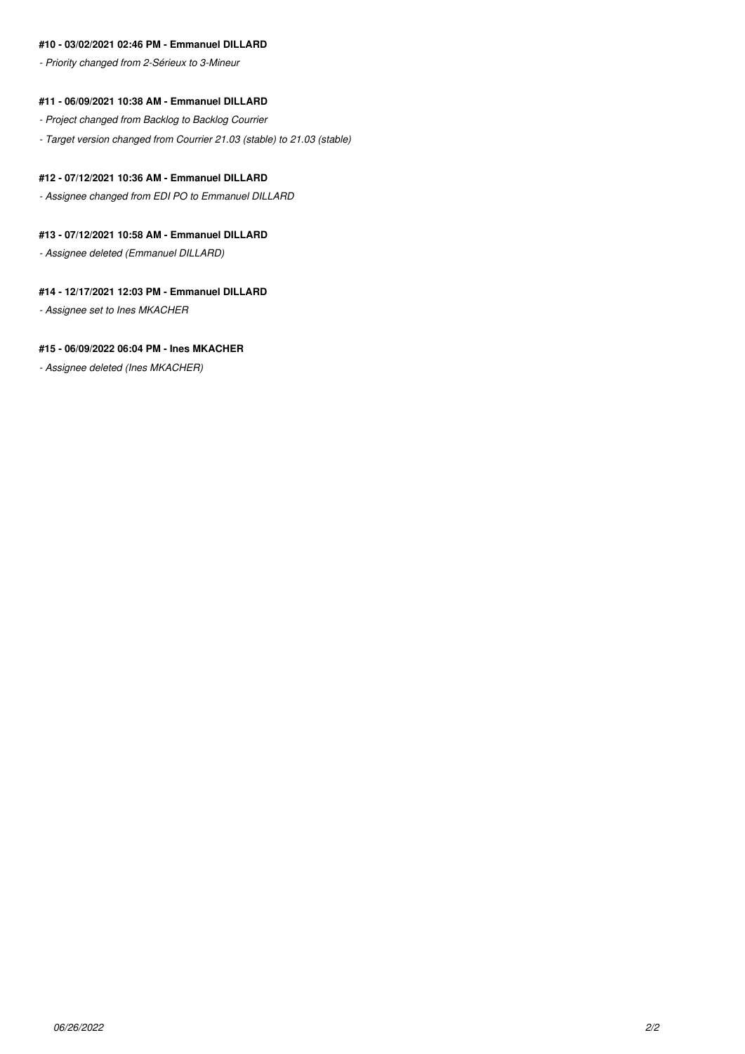**#10 - 03/02/2021 02:46 PM - Emmanuel DILLARD**

*- Priority changed from 2-Sérieux to 3-Mineur*

**#11 - 06/09/2021 10:38 AM - Emmanuel DILLARD**

*- Project changed from Backlog to Backlog Courrier*

*- Target version changed from Courrier 21.03 (stable) to 21.03 (stable)*

**#12 - 07/12/2021 10:36 AM - Emmanuel DILLARD**

*- Assignee changed from EDI PO to Emmanuel DILLARD*

**#13 - 07/12/2021 10:58 AM - Emmanuel DILLARD**

*- Assignee deleted (Emmanuel DILLARD)*

**#14 - 12/17/2021 12:03 PM - Emmanuel DILLARD**

*- Assignee set to Ines MKACHER*

**#15 - 06/09/2022 06:04 PM - Ines MKACHER**

*- Assignee deleted (Ines MKACHER)*